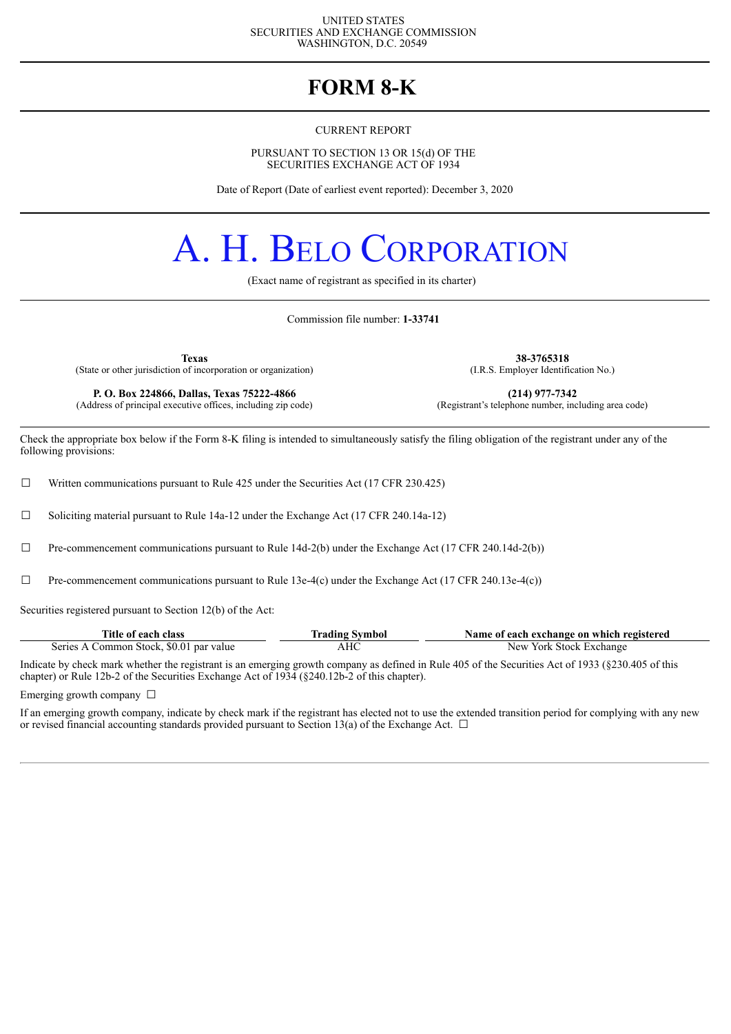UNITED STATES
SECURITIES AND EXCHANGE COMMISSION
WASHINGTON, D.C. 20549

# FORM 8-K

CURRENT REPORT

PURSUANT TO SECTION 13 OR 15(d) OF THE
SECURITIES EXCHANGE ACT OF 1934

Date of Report (Date of earliest event reported): December 3, 2020

# A. H. BELO CORPORATION

(Exact name of registrant as specified in its charter)

Commission file number: **1-33741**

| | |
|---|---|
| **Texas** | **38-3765318** |
| (State or other jurisdiction of incorporation or organization) | (I.R.S. Employer Identification No.) |
| **P. O. Box 224866, Dallas, Texas 75222-4866** | **(214) 977-7342** |
| (Address of principal executive offices, including zip code) | (Registrant's telephone number, including area code) |

Check the appropriate box below if the Form 8-K filing is intended to simultaneously satisfy the filing obligation of the registrant under any of the following provisions:

☐ Written communications pursuant to Rule 425 under the Securities Act (17 CFR 230.425)

☐ Soliciting material pursuant to Rule 14a-12 under the Exchange Act (17 CFR 240.14a-12)

☐ Pre-commencement communications pursuant to Rule 14d-2(b) under the Exchange Act (17 CFR 240.14d-2(b))

☐ Pre-commencement communications pursuant to Rule 13e-4(c) under the Exchange Act (17 CFR 240.13e-4(c))

Securities registered pursuant to Section 12(b) of the Act:

| Title of each class | Trading Symbol | Name of each exchange on which registered |
|---|---|---|
| Series A Common Stock, $0.01 par value | AHC | New York Stock Exchange |

Indicate by check mark whether the registrant is an emerging growth company as defined in Rule 405 of the Securities Act of 1933 (§230.405 of this chapter) or Rule 12b-2 of the Securities Exchange Act of 1934 (§240.12b-2 of this chapter).

Emerging growth company ☐

If an emerging growth company, indicate by check mark if the registrant has elected not to use the extended transition period for complying with any new or revised financial accounting standards provided pursuant to Section 13(a) of the Exchange Act. ☐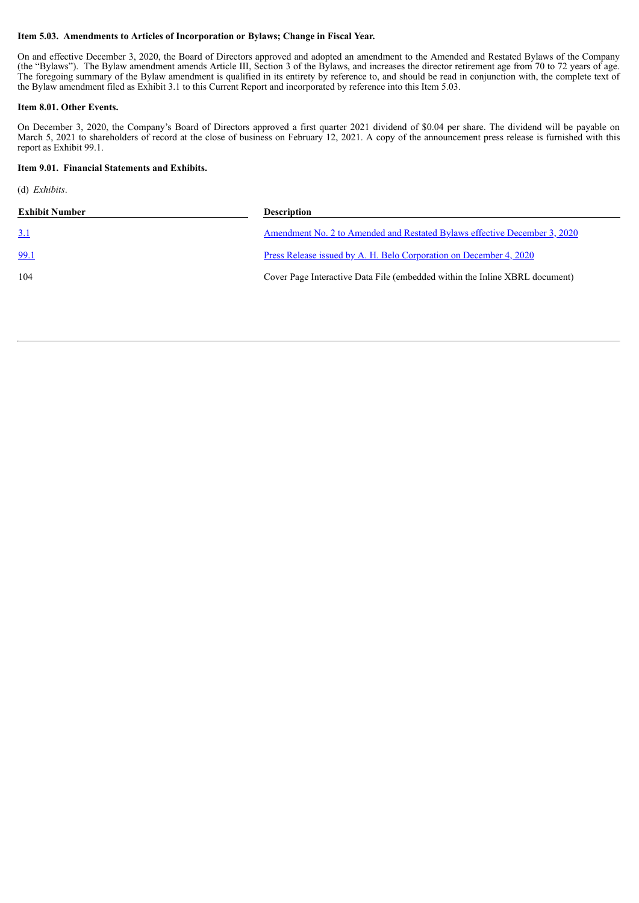**Item 5.03. Amendments to Articles of Incorporation or Bylaws; Change in Fiscal Year.**

On and effective December 3, 2020, the Board of Directors approved and adopted an amendment to the Amended and Restated Bylaws of the Company (the "Bylaws"). The Bylaw amendment amends Article III, Section 3 of the Bylaws, and increases the director retirement age from 70 to 72 years of age. The foregoing summary of the Bylaw amendment is qualified in its entirety by reference to, and should be read in conjunction with, the complete text of the Bylaw amendment filed as Exhibit 3.1 to this Current Report and incorporated by reference into this Item 5.03.

**Item 8.01. Other Events.**

On December 3, 2020, the Company's Board of Directors approved a first quarter 2021 dividend of $0.04 per share. The dividend will be payable on March 5, 2021 to shareholders of record at the close of business on February 12, 2021. A copy of the announcement press release is furnished with this report as Exhibit 99.1.

**Item 9.01. Financial Statements and Exhibits.**

(d) *Exhibits*.

| Exhibit Number | Description |
|---|---|
| 3.1 | Amendment No. 2 to Amended and Restated Bylaws effective December 3, 2020 |
| 99.1 | Press Release issued by A. H. Belo Corporation on December 4, 2020 |
| 104 | Cover Page Interactive Data File (embedded within the Inline XBRL document) |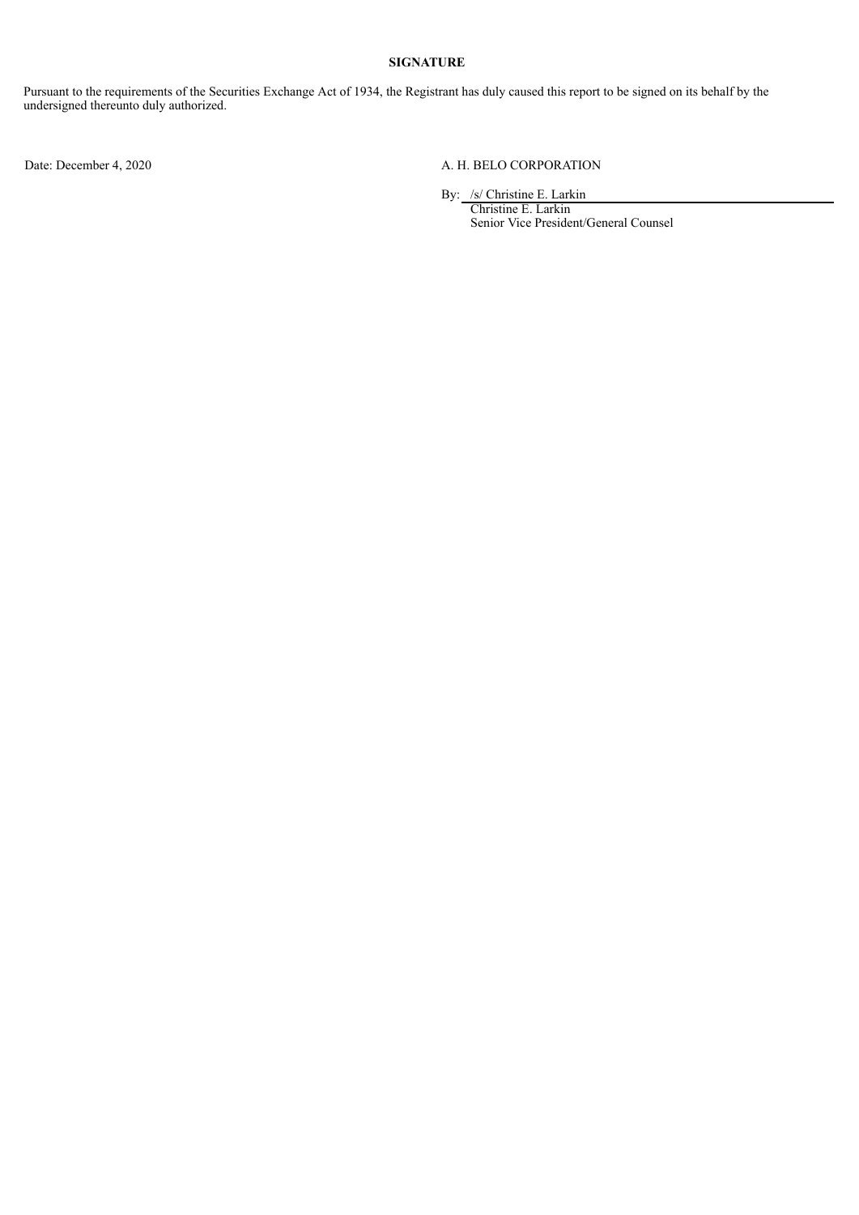**SIGNATURE**

Pursuant to the requirements of the Securities Exchange Act of 1934, the Registrant has duly caused this report to be signed on its behalf by the undersigned thereunto duly authorized.

Date: December 4, 2020

A. H. BELO CORPORATION

By: /s/ Christine E. Larkin
Christine E. Larkin
Senior Vice President/General Counsel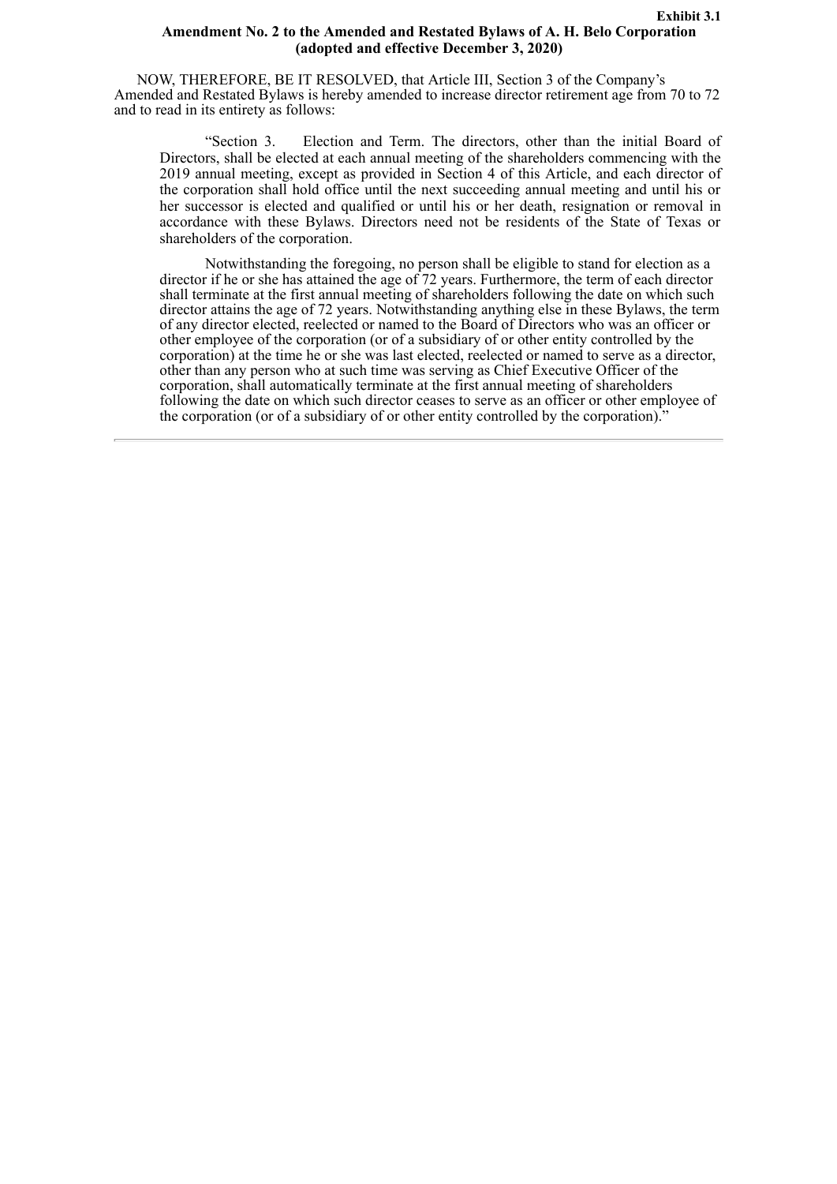**Exhibit 3.1**

**Amendment No. 2 to the Amended and Restated Bylaws of A. H. Belo Corporation (adopted and effective December 3, 2020)**

NOW, THEREFORE, BE IT RESOLVED, that Article III, Section 3 of the Company's Amended and Restated Bylaws is hereby amended to increase director retirement age from 70 to 72 and to read in its entirety as follows:

> "Section 3. Election and Term. The directors, other than the initial Board of Directors, shall be elected at each annual meeting of the shareholders commencing with the 2019 annual meeting, except as provided in Section 4 of this Article, and each director of the corporation shall hold office until the next succeeding annual meeting and until his or her successor is elected and qualified or until his or her death, resignation or removal in accordance with these Bylaws. Directors need not be residents of the State of Texas or shareholders of the corporation.
>
> Notwithstanding the foregoing, no person shall be eligible to stand for election as a director if he or she has attained the age of 72 years. Furthermore, the term of each director shall terminate at the first annual meeting of shareholders following the date on which such director attains the age of 72 years. Notwithstanding anything else in these Bylaws, the term of any director elected, reelected or named to the Board of Directors who was an officer or other employee of the corporation (or of a subsidiary of or other entity controlled by the corporation) at the time he or she was last elected, reelected or named to serve as a director, other than any person who at such time was serving as Chief Executive Officer of the corporation, shall automatically terminate at the first annual meeting of shareholders following the date on which such director ceases to serve as an officer or other employee of the corporation (or of a subsidiary of or other entity controlled by the corporation)."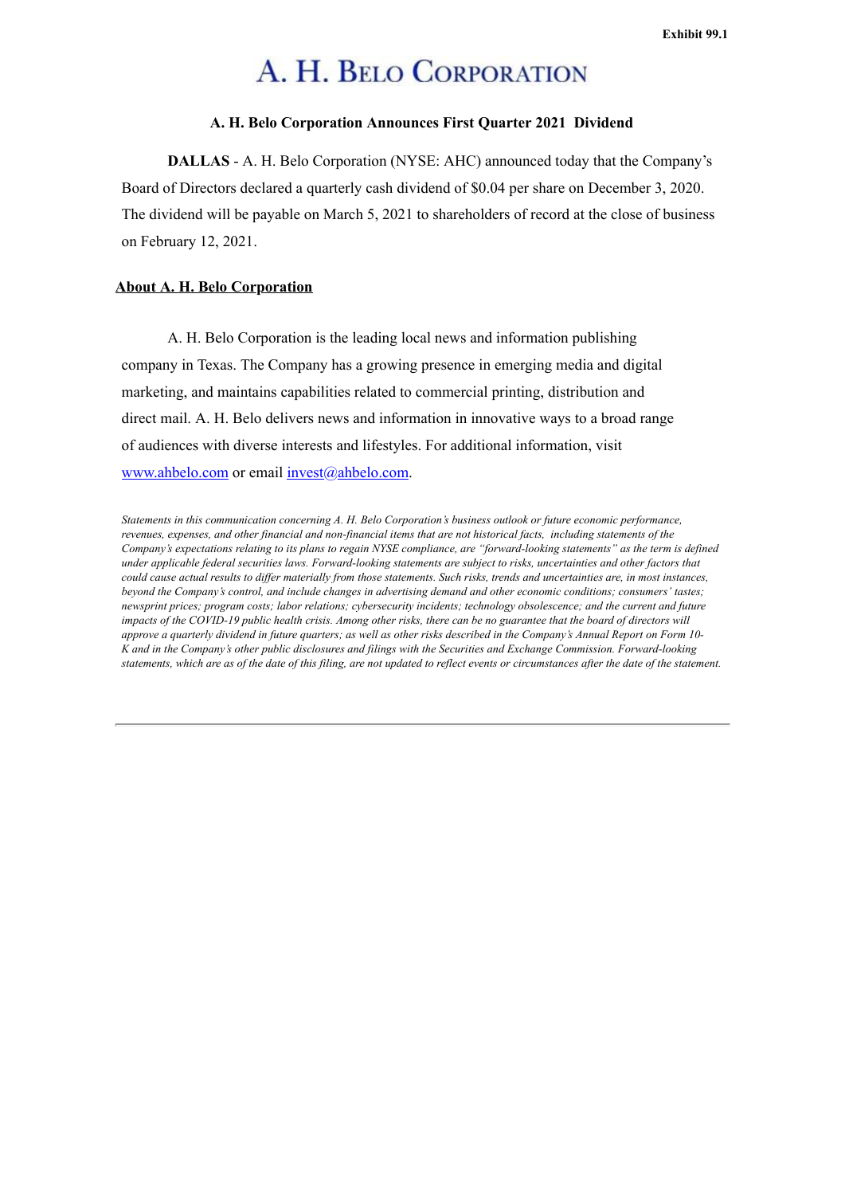Exhibit 99.1

# A. H. BELO CORPORATION

**A. H. Belo Corporation Announces First Quarter 2021 Dividend**

**DALLAS** - A. H. Belo Corporation (NYSE: AHC) announced today that the Company's Board of Directors declared a quarterly cash dividend of $0.04 per share on December 3, 2020. The dividend will be payable on March 5, 2021 to shareholders of record at the close of business on February 12, 2021.

**About A. H. Belo Corporation**

A. H. Belo Corporation is the leading local news and information publishing company in Texas. The Company has a growing presence in emerging media and digital marketing, and maintains capabilities related to commercial printing, distribution and direct mail. A. H. Belo delivers news and information in innovative ways to a broad range of audiences with diverse interests and lifestyles. For additional information, visit www.ahbelo.com or email invest@ahbelo.com.

*Statements in this communication concerning A. H. Belo Corporation's business outlook or future economic performance, revenues, expenses, and other financial and non-financial items that are not historical facts, including statements of the Company's expectations relating to its plans to regain NYSE compliance, are "forward-looking statements" as the term is defined under applicable federal securities laws. Forward-looking statements are subject to risks, uncertainties and other factors that could cause actual results to differ materially from those statements. Such risks, trends and uncertainties are, in most instances, beyond the Company's control, and include changes in advertising demand and other economic conditions; consumers' tastes; newsprint prices; program costs; labor relations; cybersecurity incidents; technology obsolescence; and the current and future impacts of the COVID-19 public health crisis. Among other risks, there can be no guarantee that the board of directors will approve a quarterly dividend in future quarters; as well as other risks described in the Company's Annual Report on Form 10-K and in the Company's other public disclosures and filings with the Securities and Exchange Commission. Forward-looking statements, which are as of the date of this filing, are not updated to reflect events or circumstances after the date of the statement.*